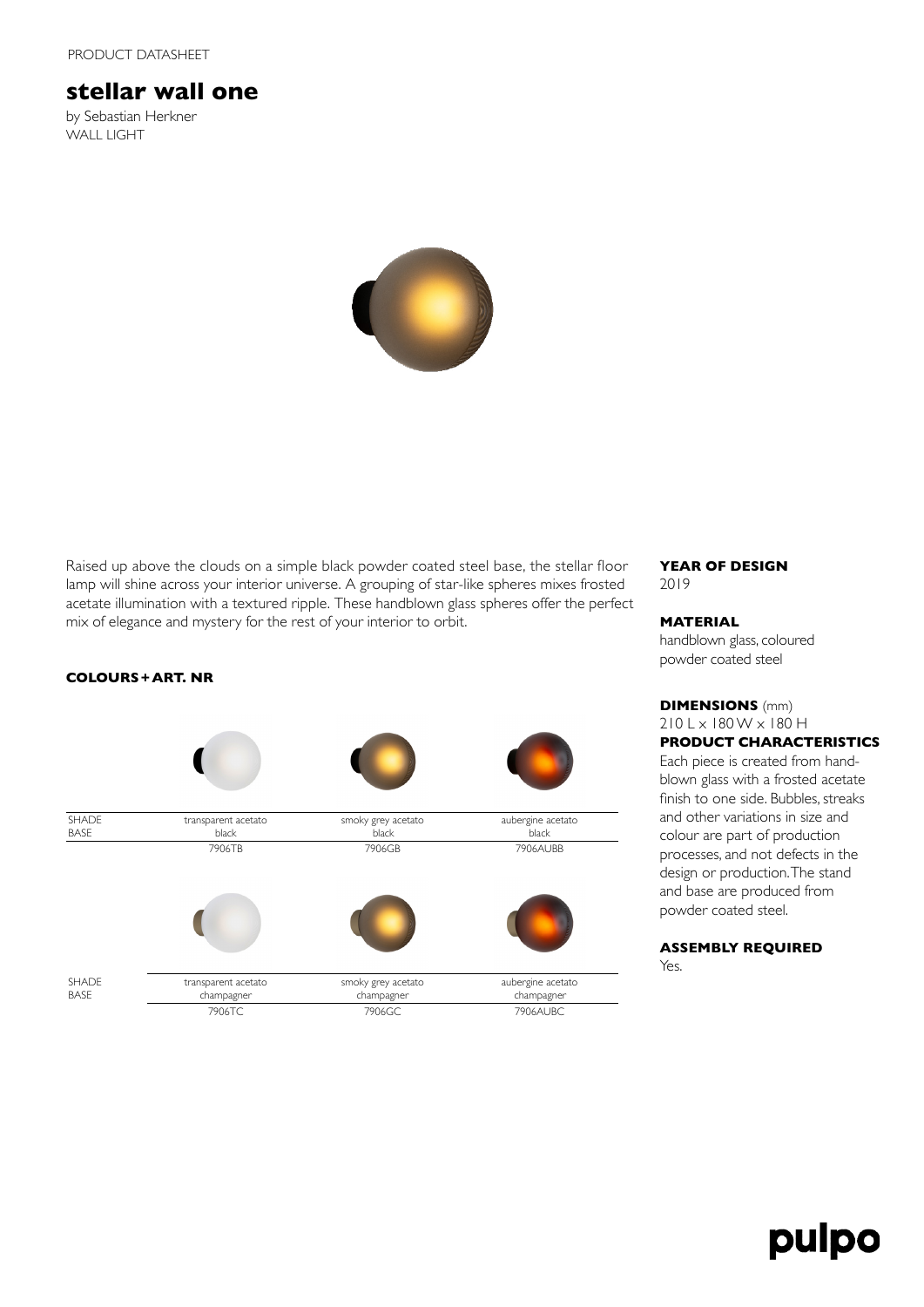PRODUCT DATASHEET

# stellar wall one

by Sebastian Herkner
WALL LIGHT

Raised up above the clouds on a simple black powder coated steel base, the stellar floor lamp will shine across your interior universe. A grouping of star-like spheres mixes frosted acetate illumination with a textured ripple. These handblown glass spheres offer the perfect mix of elegance and mystery for the rest of your interior to orbit.

**COLOURS + ART. NR**

| | | | |
|---|---|---|---|
| SHADE | transparent acetato | smoky grey acetato | aubergine acetato |
| BASE | black | black | black |
| | 7906TB | 7906GB | 7906AUBB |

| | | | |
|---|---|---|---|
| SHADE | transparent acetato | smoky grey acetato | aubergine acetato |
| BASE | champagner | champagner | champagner |
| | 7906TC | 7906GC | 7906AUBC |

**YEAR OF DESIGN**
2019

**MATERIAL**
handblown glass, coloured powder coated steel

**DIMENSIONS** (mm)
210 L x 180 W x 180 H

**PRODUCT CHARACTERISTICS**
Each piece is created from hand-blown glass with a frosted acetate finish to one side. Bubbles, streaks and other variations in size and colour are part of production processes, and not defects in the design or production. The stand and base are produced from powder coated steel.

**ASSEMBLY REQUIRED**
Yes.

pulpo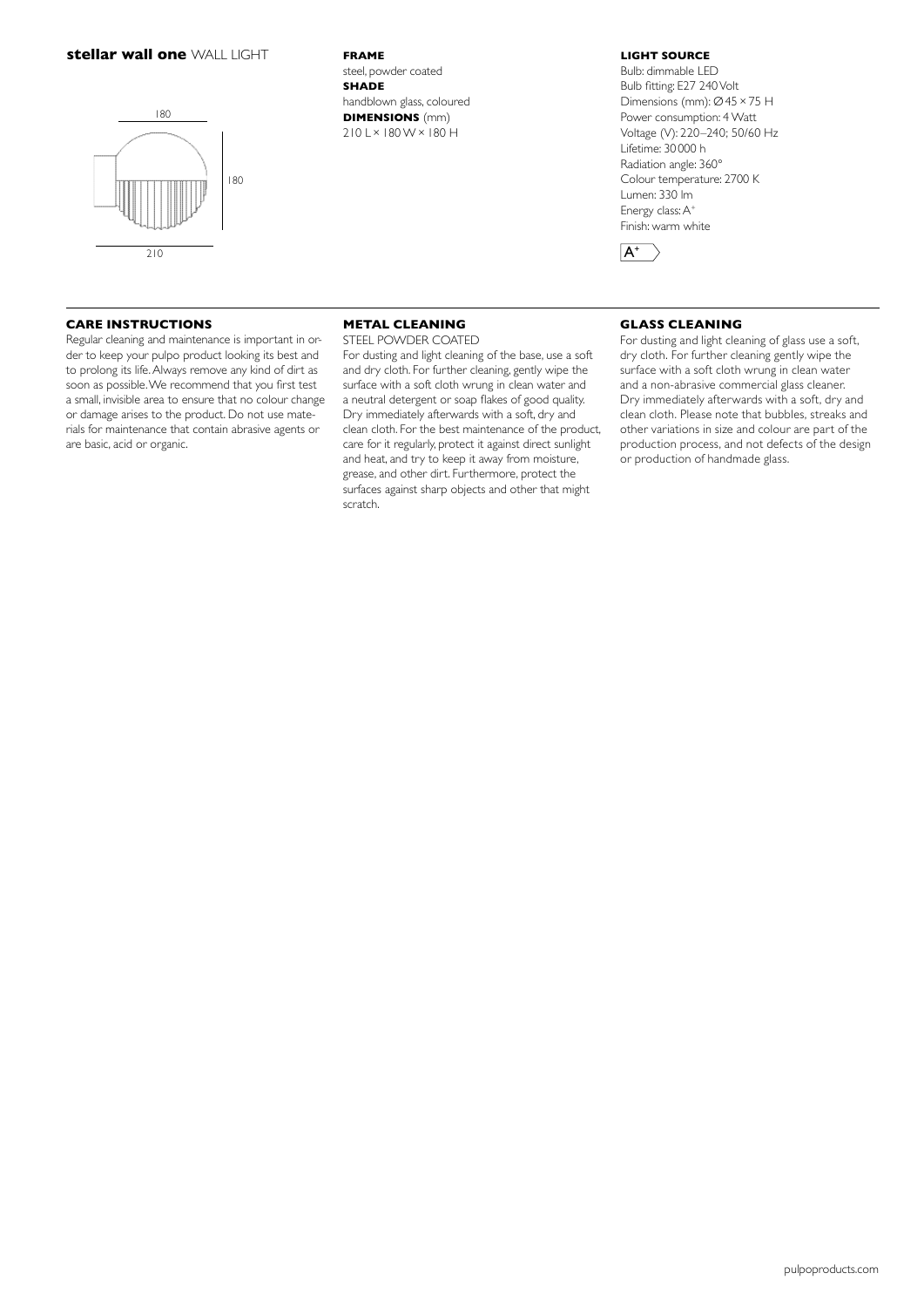**stellar wall one** WALL LIGHT

180

180

210

**FRAME**
steel, powder coated
**SHADE**
handblown glass, coloured
**DIMENSIONS** (mm)
210 L × 180 W × 180 H

**LIGHT SOURCE**
Bulb: dimmable LED
Bulb fitting: E27 240 Volt
Dimensions (mm): Ø 45 × 75 H
Power consumption: 4 Watt
Voltage (V): 220–240; 50/60 Hz
Lifetime: 30 000 h
Radiation angle: 360°
Colour temperature: 2700 K
Lumen: 330 lm
Energy class: A+
Finish: warm white

A+

### CARE INSTRUCTIONS

Regular cleaning and maintenance is important in order to keep your pulpo product looking its best and to prolong its life. Always remove any kind of dirt as soon as possible. We recommend that you first test a small, invisible area to ensure that no colour change or damage arises to the product. Do not use materials for maintenance that contain abrasive agents or are basic, acid or organic.

### METAL CLEANING

STEEL POWDER COATED
For dusting and light cleaning of the base, use a soft and dry cloth. For further cleaning, gently wipe the surface with a soft cloth wrung in clean water and a neutral detergent or soap flakes of good quality. Dry immediately afterwards with a soft, dry and clean cloth. For the best maintenance of the product, care for it regularly, protect it against direct sunlight and heat, and try to keep it away from moisture, grease, and other dirt. Furthermore, protect the surfaces against sharp objects and other that might scratch.

### GLASS CLEANING

For dusting and light cleaning of glass use a soft, dry cloth. For further cleaning gently wipe the surface with a soft cloth wrung in clean water and a non-abrasive commercial glass cleaner. Dry immediately afterwards with a soft, dry and clean cloth. Please note that bubbles, streaks and other variations in size and colour are part of the production process, and not defects of the design or production of handmade glass.

pulpoproducts.com